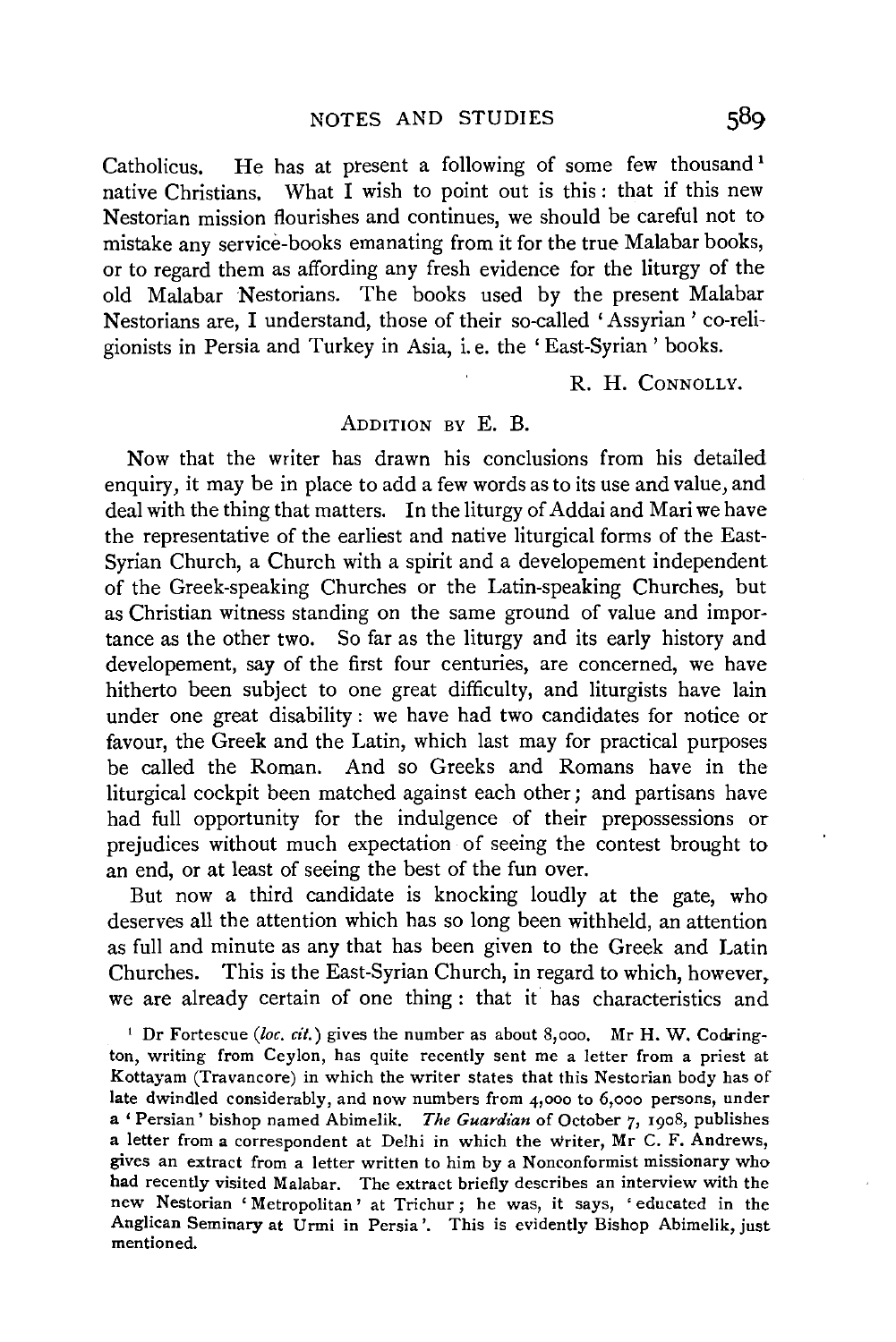Catholicus. He has at present a following of some few thousand[1] native Christians. What I wish to point out is this: that if this new Nestorian mission flourishes and continues, we should be careful not to mistake any service-books emanating from it for the true Malabar books, or to regard them as affording any fresh evidence for the liturgy of the old Malabar Nestorians. The books used by the present Malabar Nestorians are, I understand, those of their so-called 'Assyrian' co-religionists in Persia and Turkey in Asia, i.e. the 'East-Syrian' books.

R. H. CONNOLLY.

### ADDITION BY E. B.

Now that the writer has drawn his conclusions from his detailed enquiry, it may be in place to add a few words as to its use and value, and deal with the thing that matters. In the liturgy of Addai and Mari we have the representative of the earliest and native liturgical forms of the East-Syrian Church, a Church with a spirit and a developement independent of the Greek-speaking Churches or the Latin-speaking Churches, but as Christian witness standing on the same ground of value and importance as the other two. So far as the liturgy and its early history and developement, say of the first four centuries, are concerned, we have hitherto been subject to one great difficulty, and liturgists have lain under one great disability: we have had two candidates for notice or favour, the Greek and the Latin, which last may for practical purposes be called the Roman. And so Greeks and Romans have in the liturgical cockpit been matched against each other; and partisans have had full opportunity for the indulgence of their prepossessions or prejudices without much expectation of seeing the contest brought to an end, or at least of seeing the best of the fun over.

But now a third candidate is knocking loudly at the gate, who deserves all the attention which has so long been withheld, an attention as full and minute as any that has been given to the Greek and Latin Churches. This is the East-Syrian Church, in regard to which, however, we are already certain of one thing: that it has characteristics and

[1] Dr Fortescue (*loc. cit.*) gives the number as about 8,000. Mr H. W. Codrington, writing from Ceylon, has quite recently sent me a letter from a priest at Kottayam (Travancore) in which the writer states that this Nestorian body has of late dwindled considerably, and now numbers from 4,000 to 6,000 persons, under a 'Persian' bishop named Abimelik. *The Guardian* of October 7, 1908, publishes a letter from a correspondent at Delhi in which the writer, Mr C. F. Andrews, gives an extract from a letter written to him by a Nonconformist missionary who had recently visited Malabar. The extract briefly describes an interview with the new Nestorian 'Metropolitan' at Trichur; he was, it says, 'educated in the Anglican Seminary at Urmi in Persia'. This is evidently Bishop Abimelik, just mentioned.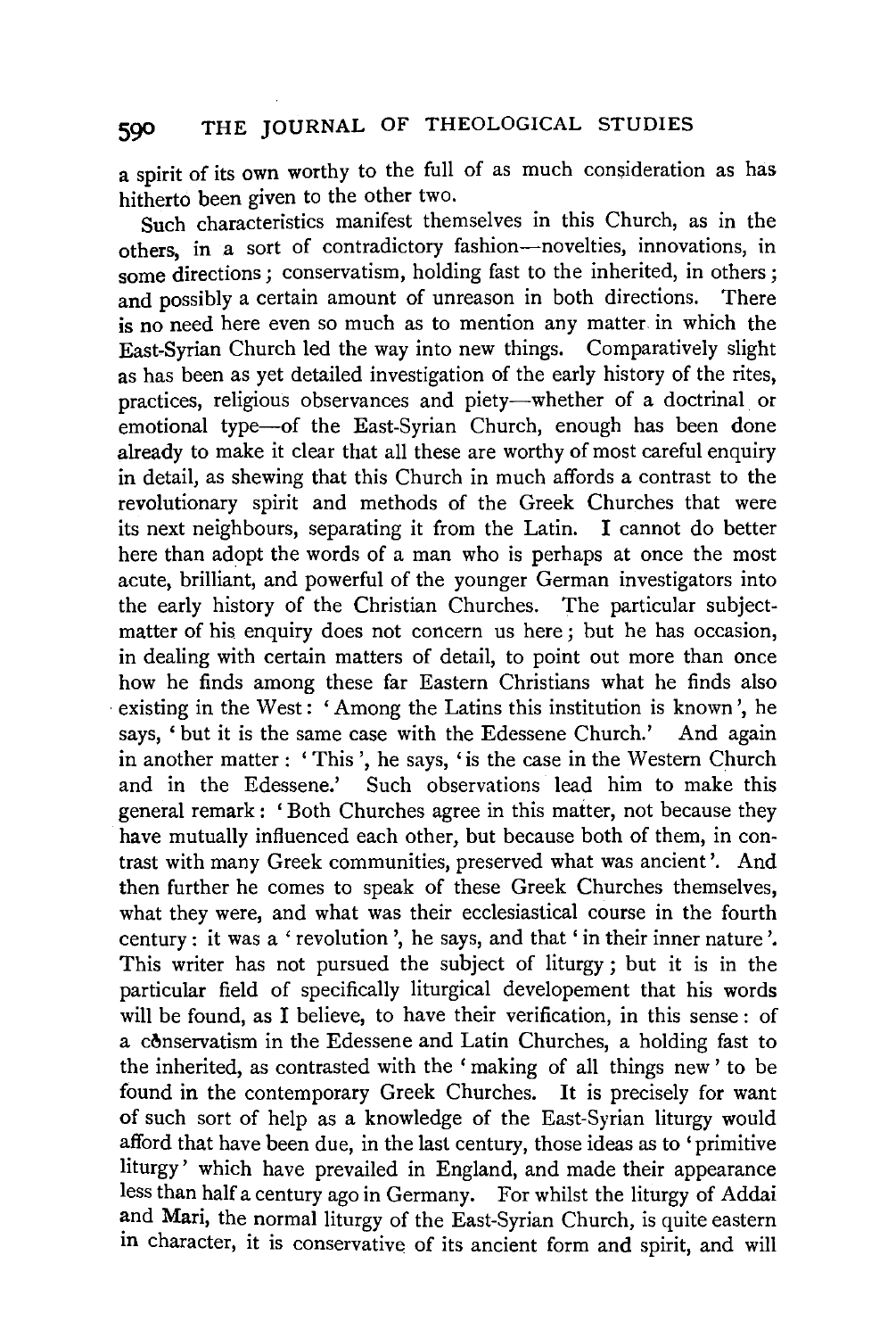a spirit of its own worthy to the full of as much consideration as has hitherto been given to the other two.

Such characteristics manifest themselves in this Church, as in the others, in a sort of contradictory fashion—novelties, innovations, in some directions; conservatism, holding fast to the inherited, in others; and possibly a certain amount of unreason in both directions. There is no need here even so much as to mention any matter in which the East-Syrian Church led the way into new things. Comparatively slight as has been as yet detailed investigation of the early history of the rites, practices, religious observances and piety—whether of a doctrinal or emotional type—of the East-Syrian Church, enough has been done already to make it clear that all these are worthy of most careful enquiry in detail, as shewing that this Church in much affords a contrast to the revolutionary spirit and methods of the Greek Churches that were its next neighbours, separating it from the Latin. I cannot do better here than adopt the words of a man who is perhaps at once the most acute, brilliant, and powerful of the younger German investigators into the early history of the Christian Churches. The particular subject-matter of his enquiry does not concern us here; but he has occasion, in dealing with certain matters of detail, to point out more than once how he finds among these far Eastern Christians what he finds also existing in the West: 'Among the Latins this institution is known', he says, 'but it is the same case with the Edessene Church.' And again in another matter: 'This', he says, 'is the case in the Western Church and in the Edessene.' Such observations lead him to make this general remark: 'Both Churches agree in this matter, not because they have mutually influenced each other, but because both of them, in contrast with many Greek communities, preserved what was ancient'. And then further he comes to speak of these Greek Churches themselves, what they were, and what was their ecclesiastical course in the fourth century: it was a 'revolution', he says, and that 'in their inner nature'. This writer has not pursued the subject of liturgy; but it is in the particular field of specifically liturgical developement that his words will be found, as I believe, to have their verification, in this sense: of a conservatism in the Edessene and Latin Churches, a holding fast to the inherited, as contrasted with the 'making of all things new' to be found in the contemporary Greek Churches. It is precisely for want of such sort of help as a knowledge of the East-Syrian liturgy would afford that have been due, in the last century, those ideas as to 'primitive liturgy' which have prevailed in England, and made their appearance less than half a century ago in Germany. For whilst the liturgy of Addai and Mari, the normal liturgy of the East-Syrian Church, is quite eastern in character, it is conservative of its ancient form and spirit, and will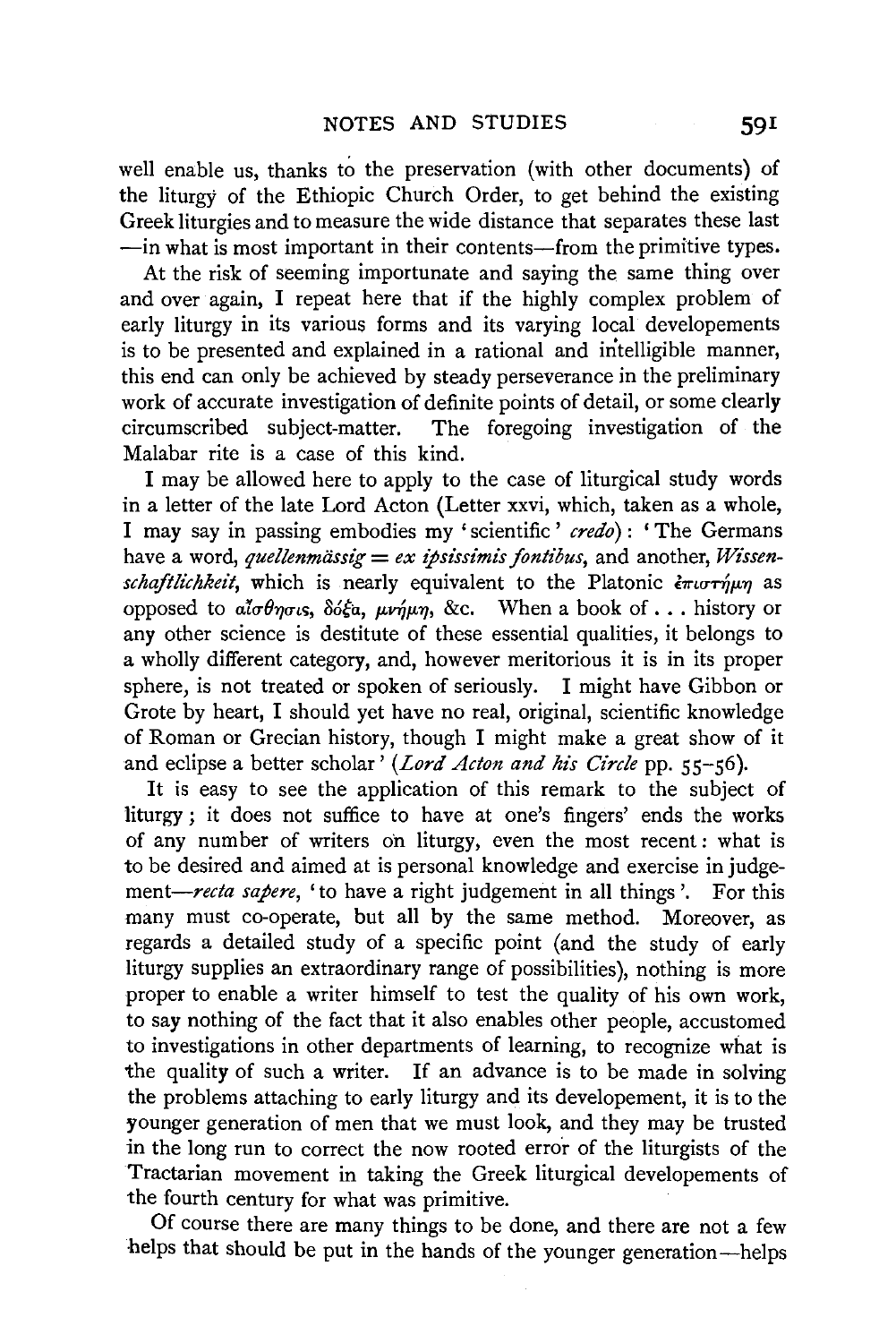well enable us, thanks to the preservation (with other documents) of the liturgy of the Ethiopic Church Order, to get behind the existing Greek liturgies and to measure the wide distance that separates these last —in what is most important in their contents—from the primitive types.

At the risk of seeming importunate and saying the same thing over and over again, I repeat here that if the highly complex problem of early liturgy in its various forms and its varying local developements is to be presented and explained in a rational and intelligible manner, this end can only be achieved by steady perseverance in the preliminary work of accurate investigation of definite points of detail, or some clearly circumscribed subject-matter. The foregoing investigation of the Malabar rite is a case of this kind.

I may be allowed here to apply to the case of liturgical study words in a letter of the late Lord Acton (Letter xxvi, which, taken as a whole, I may say in passing embodies my 'scientific' *credo*): 'The Germans have a word, *quellenmässig* = *ex ipsissimis fontibus*, and another, *Wissenschaftlichkeit*, which is nearly equivalent to the Platonic ἐπιστήμη as opposed to αἴσθησις, δόξα, μνήμη, &c. When a book of . . . history or any other science is destitute of these essential qualities, it belongs to a wholly different category, and, however meritorious it is in its proper sphere, is not treated or spoken of seriously. I might have Gibbon or Grote by heart, I should yet have no real, original, scientific knowledge of Roman or Grecian history, though I might make a great show of it and eclipse a better scholar' (*Lord Acton and his Circle* pp. 55–56).

It is easy to see the application of this remark to the subject of liturgy; it does not suffice to have at one's fingers' ends the works of any number of writers on liturgy, even the most recent: what is to be desired and aimed at is personal knowledge and exercise in judgement—*recta sapere*, 'to have a right judgement in all things'. For this many must co-operate, but all by the same method. Moreover, as regards a detailed study of a specific point (and the study of early liturgy supplies an extraordinary range of possibilities), nothing is more proper to enable a writer himself to test the quality of his own work, to say nothing of the fact that it also enables other people, accustomed to investigations in other departments of learning, to recognize what is the quality of such a writer. If an advance is to be made in solving the problems attaching to early liturgy and its developement, it is to the younger generation of men that we must look, and they may be trusted in the long run to correct the now rooted error of the liturgists of the Tractarian movement in taking the Greek liturgical developements of the fourth century for what was primitive.

Of course there are many things to be done, and there are not a few helps that should be put in the hands of the younger generation—helps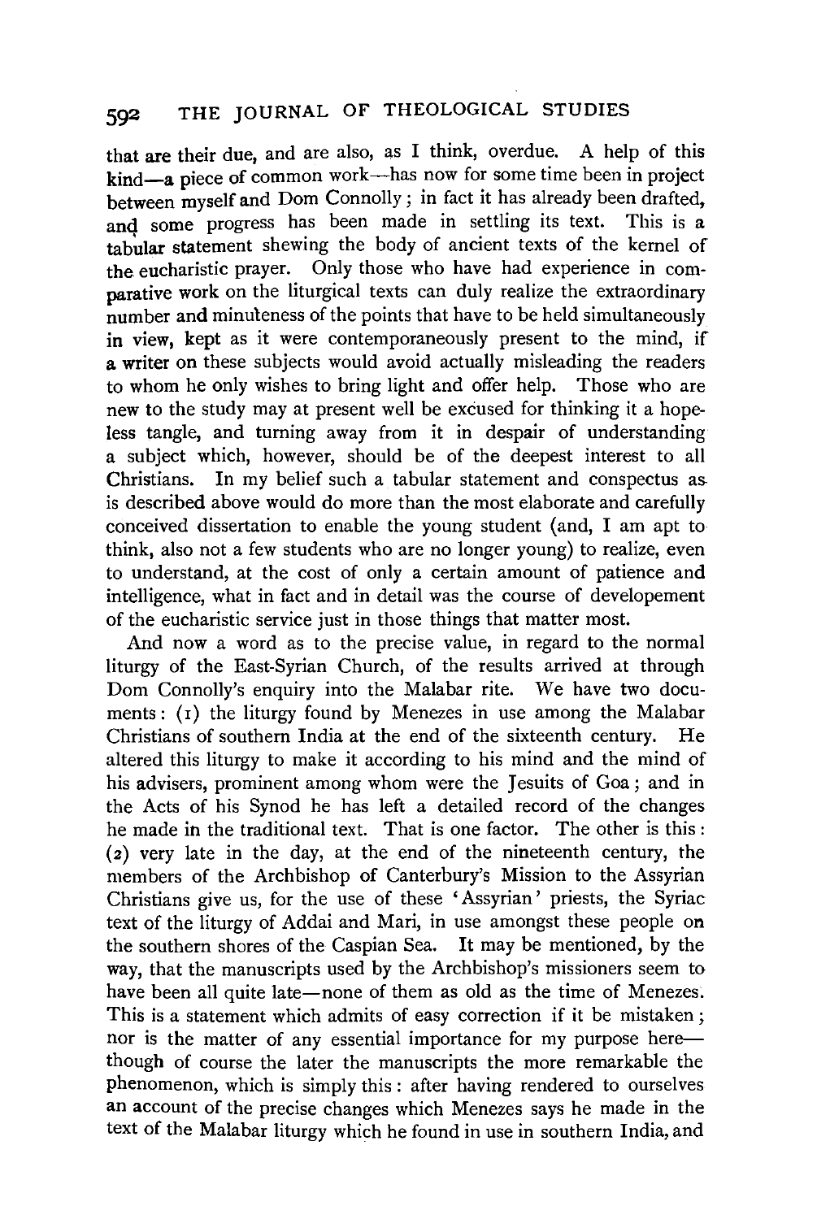that are their due, and are also, as I think, overdue. A help of this kind—a piece of common work—has now for some time been in project between myself and Dom Connolly; in fact it has already been drafted, and some progress has been made in settling its text. This is a tabular statement shewing the body of ancient texts of the kernel of the eucharistic prayer. Only those who have had experience in comparative work on the liturgical texts can duly realize the extraordinary number and minuteness of the points that have to be held simultaneously in view, kept as it were contemporaneously present to the mind, if a writer on these subjects would avoid actually misleading the readers to whom he only wishes to bring light and offer help. Those who are new to the study may at present well be excused for thinking it a hopeless tangle, and turning away from it in despair of understanding a subject which, however, should be of the deepest interest to all Christians. In my belief such a tabular statement and conspectus as is described above would do more than the most elaborate and carefully conceived dissertation to enable the young student (and, I am apt to think, also not a few students who are no longer young) to realize, even to understand, at the cost of only a certain amount of patience and intelligence, what in fact and in detail was the course of developement of the eucharistic service just in those things that matter most.

And now a word as to the precise value, in regard to the normal liturgy of the East-Syrian Church, of the results arrived at through Dom Connolly's enquiry into the Malabar rite. We have two documents: (1) the liturgy found by Menezes in use among the Malabar Christians of southern India at the end of the sixteenth century. He altered this liturgy to make it according to his mind and the mind of his advisers, prominent among whom were the Jesuits of Goa; and in the Acts of his Synod he has left a detailed record of the changes he made in the traditional text. That is one factor. The other is this: (2) very late in the day, at the end of the nineteenth century, the members of the Archbishop of Canterbury's Mission to the Assyrian Christians give us, for the use of these 'Assyrian' priests, the Syriac text of the liturgy of Addai and Mari, in use amongst these people on the southern shores of the Caspian Sea. It may be mentioned, by the way, that the manuscripts used by the Archbishop's missioners seem to have been all quite late—none of them as old as the time of Menezes. This is a statement which admits of easy correction if it be mistaken; nor is the matter of any essential importance for my purpose here—though of course the later the manuscripts the more remarkable the phenomenon, which is simply this: after having rendered to ourselves an account of the precise changes which Menezes says he made in the text of the Malabar liturgy which he found in use in southern India, and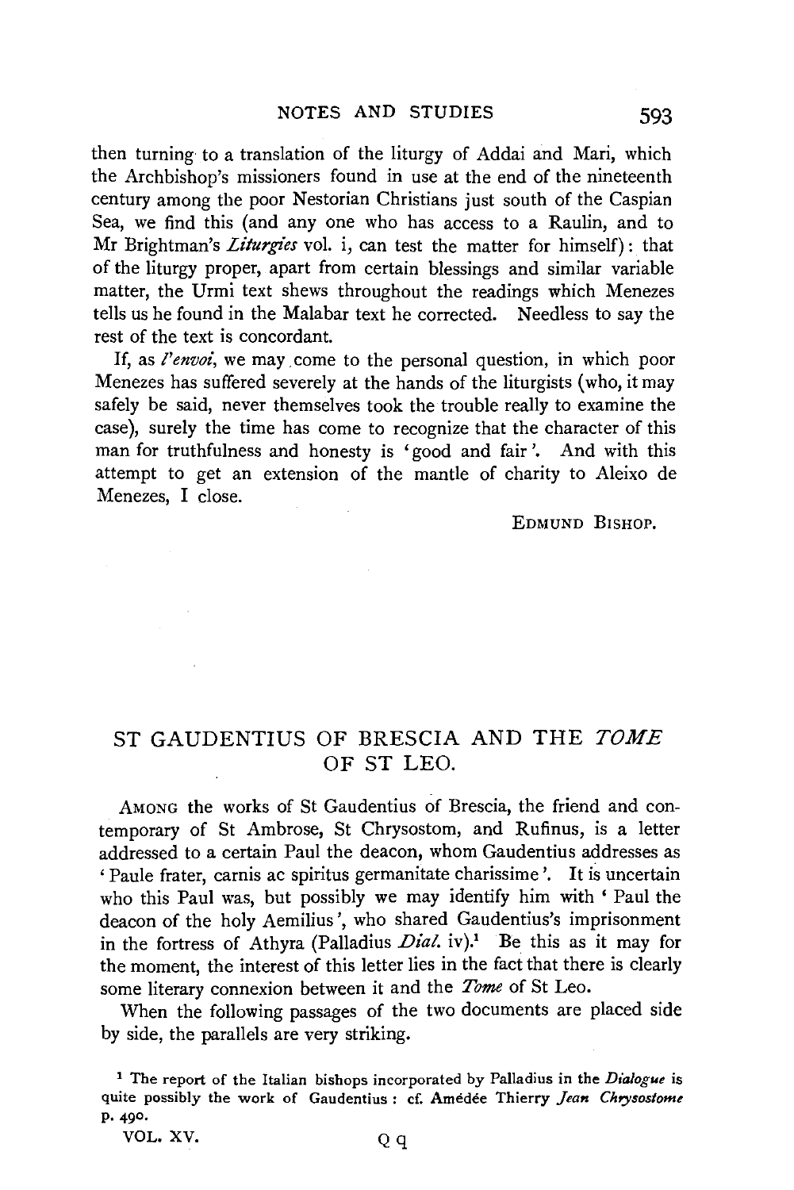then turning to a translation of the liturgy of Addai and Mari, which the Archbishop's missioners found in use at the end of the nineteenth century among the poor Nestorian Christians just south of the Caspian Sea, we find this (and any one who has access to a Raulin, and to Mr Brightman's *Liturgies* vol. i, can test the matter for himself): that of the liturgy proper, apart from certain blessings and similar variable matter, the Urmi text shews throughout the readings which Menezes tells us he found in the Malabar text he corrected. Needless to say the rest of the text is concordant.

If, as *l'envoi*, we may come to the personal question, in which poor Menezes has suffered severely at the hands of the liturgists (who, it may safely be said, never themselves took the trouble really to examine the case), surely the time has come to recognize that the character of this man for truthfulness and honesty is 'good and fair'. And with this attempt to get an extension of the mantle of charity to Aleixo de Menezes, I close.

EDMUND BISHOP.

## ST GAUDENTIUS OF BRESCIA AND THE *TOME* OF ST LEO.

AMONG the works of St Gaudentius of Brescia, the friend and contemporary of St Ambrose, St Chrysostom, and Rufinus, is a letter addressed to a certain Paul the deacon, whom Gaudentius addresses as 'Paule frater, carnis ac spiritus germanitate charissime'. It is uncertain who this Paul was, but possibly we may identify him with 'Paul the deacon of the holy Aemilius', who shared Gaudentius's imprisonment in the fortress of Athyra (Palladius *Dial.* iv).[1] Be this as it may for the moment, the interest of this letter lies in the fact that there is clearly some literary connexion between it and the *Tome* of St Leo.

When the following passages of the two documents are placed side by side, the parallels are very striking.

[1] The report of the Italian bishops incorporated by Palladius in the *Dialogue* is quite possibly the work of Gaudentius: cf. Amédée Thierry *Jean Chrysostome* p. 490.